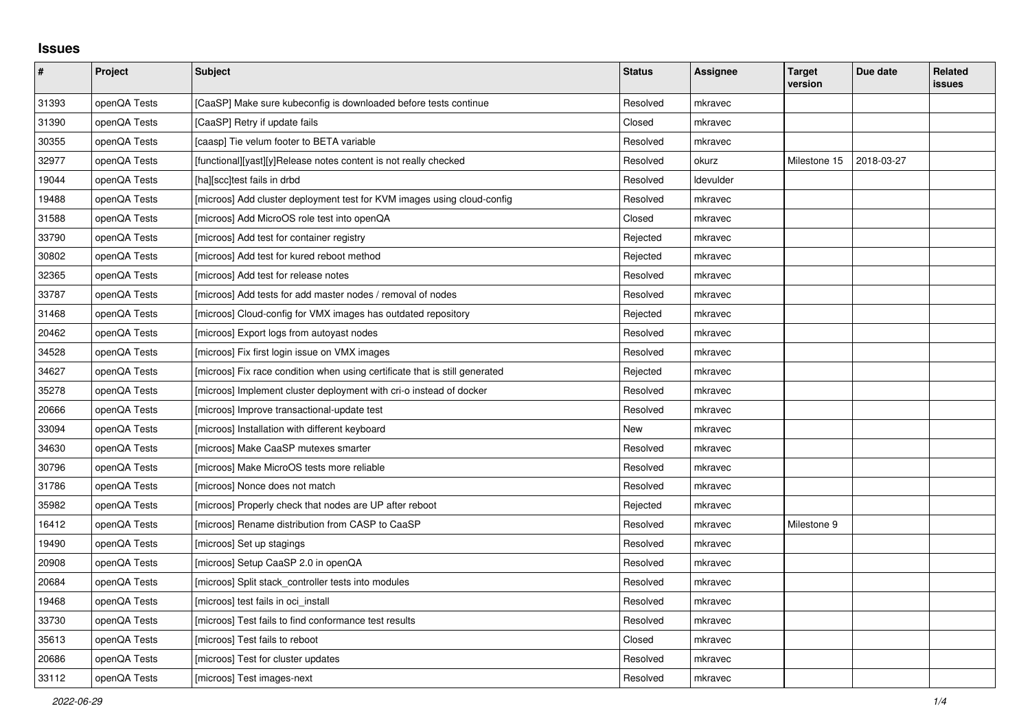## Issues

| # | Project | Subject | Status | Assignee | Target version | Due date | Related issues |
|---|---|---|---|---|---|---|---|
| 31393 | openQA Tests | [CaaSP] Make sure kubeconfig is downloaded before tests continue | Resolved | mkravec | | | |
| 31390 | openQA Tests | [CaaSP] Retry if update fails | Closed | mkravec | | | |
| 30355 | openQA Tests | [caasp] Tie velum footer to BETA variable | Resolved | mkravec | | | |
| 32977 | openQA Tests | [functional][yast][y]Release notes content is not really checked | Resolved | okurz | Milestone 15 | 2018-03-27 | |
| 19044 | openQA Tests | [ha][scc]test fails in drbd | Resolved | ldevulder | | | |
| 19488 | openQA Tests | [microos] Add cluster deployment test for KVM images using cloud-config | Resolved | mkravec | | | |
| 31588 | openQA Tests | [microos] Add MicroOS role test into openQA | Closed | mkravec | | | |
| 33790 | openQA Tests | [microos] Add test for container registry | Rejected | mkravec | | | |
| 30802 | openQA Tests | [microos] Add test for kured reboot method | Rejected | mkravec | | | |
| 32365 | openQA Tests | [microos] Add test for release notes | Resolved | mkravec | | | |
| 33787 | openQA Tests | [microos] Add tests for add master nodes / removal of nodes | Resolved | mkravec | | | |
| 31468 | openQA Tests | [microos] Cloud-config for VMX images has outdated repository | Rejected | mkravec | | | |
| 20462 | openQA Tests | [microos] Export logs from autoyast nodes | Resolved | mkravec | | | |
| 34528 | openQA Tests | [microos] Fix first login issue on VMX images | Resolved | mkravec | | | |
| 34627 | openQA Tests | [microos] Fix race condition when using certificate that is still generated | Rejected | mkravec | | | |
| 35278 | openQA Tests | [microos] Implement cluster deployment with cri-o instead of docker | Resolved | mkravec | | | |
| 20666 | openQA Tests | [microos] Improve transactional-update test | Resolved | mkravec | | | |
| 33094 | openQA Tests | [microos] Installation with different keyboard | New | mkravec | | | |
| 34630 | openQA Tests | [microos] Make CaaSP mutexes smarter | Resolved | mkravec | | | |
| 30796 | openQA Tests | [microos] Make MicroOS tests more reliable | Resolved | mkravec | | | |
| 31786 | openQA Tests | [microos] Nonce does not match | Resolved | mkravec | | | |
| 35982 | openQA Tests | [microos] Properly check that nodes are UP after reboot | Rejected | mkravec | | | |
| 16412 | openQA Tests | [microos] Rename distribution from CASP to CaaSP | Resolved | mkravec | Milestone 9 | | |
| 19490 | openQA Tests | [microos] Set up stagings | Resolved | mkravec | | | |
| 20908 | openQA Tests | [microos] Setup CaaSP 2.0 in openQA | Resolved | mkravec | | | |
| 20684 | openQA Tests | [microos] Split stack_controller tests into modules | Resolved | mkravec | | | |
| 19468 | openQA Tests | [microos] test fails in oci_install | Resolved | mkravec | | | |
| 33730 | openQA Tests | [microos] Test fails to find conformance test results | Resolved | mkravec | | | |
| 35613 | openQA Tests | [microos] Test fails to reboot | Closed | mkravec | | | |
| 20686 | openQA Tests | [microos] Test for cluster updates | Resolved | mkravec | | | |
| 33112 | openQA Tests | [microos] Test images-next | Resolved | mkravec | | | |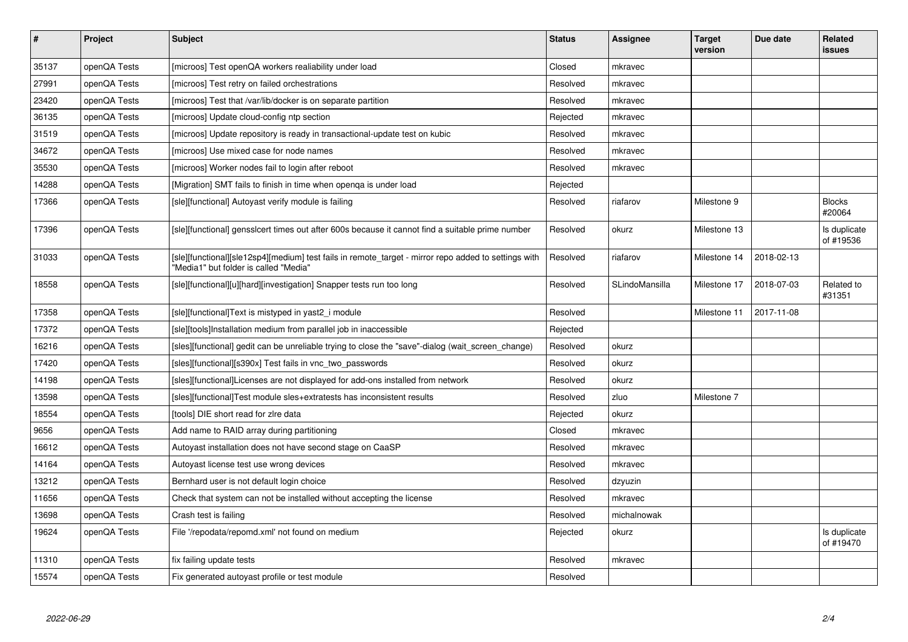| # | Project | Subject | Status | Assignee | Target version | Due date | Related issues |
|---|---|---|---|---|---|---|---|
| 35137 | openQA Tests | [microos] Test openQA workers realiability under load | Closed | mkravec | | | |
| 27991 | openQA Tests | [microos] Test retry on failed orchestrations | Resolved | mkravec | | | |
| 23420 | openQA Tests | [microos] Test that /var/lib/docker is on separate partition | Resolved | mkravec | | | |
| 36135 | openQA Tests | [microos] Update cloud-config ntp section | Rejected | mkravec | | | |
| 31519 | openQA Tests | [microos] Update repository is ready in transactional-update test on kubic | Resolved | mkravec | | | |
| 34672 | openQA Tests | [microos] Use mixed case for node names | Resolved | mkravec | | | |
| 35530 | openQA Tests | [microos] Worker nodes fail to login after reboot | Resolved | mkravec | | | |
| 14288 | openQA Tests | [Migration] SMT fails to finish in time when openqa is under load | Rejected | | | | |
| 17366 | openQA Tests | [sle][functional] Autoyast verify module is failing | Resolved | riafarov | Milestone 9 | | Blocks #20064 |
| 17396 | openQA Tests | [sle][functional] gensslcert times out after 600s because it cannot find a suitable prime number | Resolved | okurz | Milestone 13 | | Is duplicate of #19536 |
| 31033 | openQA Tests | [sle][functional][sle12sp4][medium] test fails in remote_target - mirror repo added to settings with "Media1" but folder is called "Media" | Resolved | riafarov | Milestone 14 | 2018-02-13 | |
| 18558 | openQA Tests | [sle][functional][u][hard][investigation] Snapper tests run too long | Resolved | SLindoMansilla | Milestone 17 | 2018-07-03 | Related to #31351 |
| 17358 | openQA Tests | [sle][functional]Text is mistyped in yast2_i module | Resolved | | Milestone 11 | 2017-11-08 | |
| 17372 | openQA Tests | [sle][tools]Installation medium from parallel job in inaccessible | Rejected | | | | |
| 16216 | openQA Tests | [sles][functional] gedit can be unreliable trying to close the "save"-dialog (wait_screen_change) | Resolved | okurz | | | |
| 17420 | openQA Tests | [sles][functional][s390x] Test fails in vnc_two_passwords | Resolved | okurz | | | |
| 14198 | openQA Tests | [sles][functional]Licenses are not displayed for add-ons installed from network | Resolved | okurz | | | |
| 13598 | openQA Tests | [sles][functional]Test module sles+extratests has inconsistent results | Resolved | zluo | Milestone 7 | | |
| 18554 | openQA Tests | [tools] DIE short read for zlre data | Rejected | okurz | | | |
| 9656 | openQA Tests | Add name to RAID array during partitioning | Closed | mkravec | | | |
| 16612 | openQA Tests | Autoyast installation does not have second stage on CaaSP | Resolved | mkravec | | | |
| 14164 | openQA Tests | Autoyast license test use wrong devices | Resolved | mkravec | | | |
| 13212 | openQA Tests | Bernhard user is not default login choice | Resolved | dzyuzin | | | |
| 11656 | openQA Tests | Check that system can not be installed without accepting the license | Resolved | mkravec | | | |
| 13698 | openQA Tests | Crash test is failing | Resolved | michalnowak | | | |
| 19624 | openQA Tests | File '/repodata/repomd.xml' not found on medium | Rejected | okurz | | | Is duplicate of #19470 |
| 11310 | openQA Tests | fix failing update tests | Resolved | mkravec | | | |
| 15574 | openQA Tests | Fix generated autoyast profile or test module | Resolved | | | | |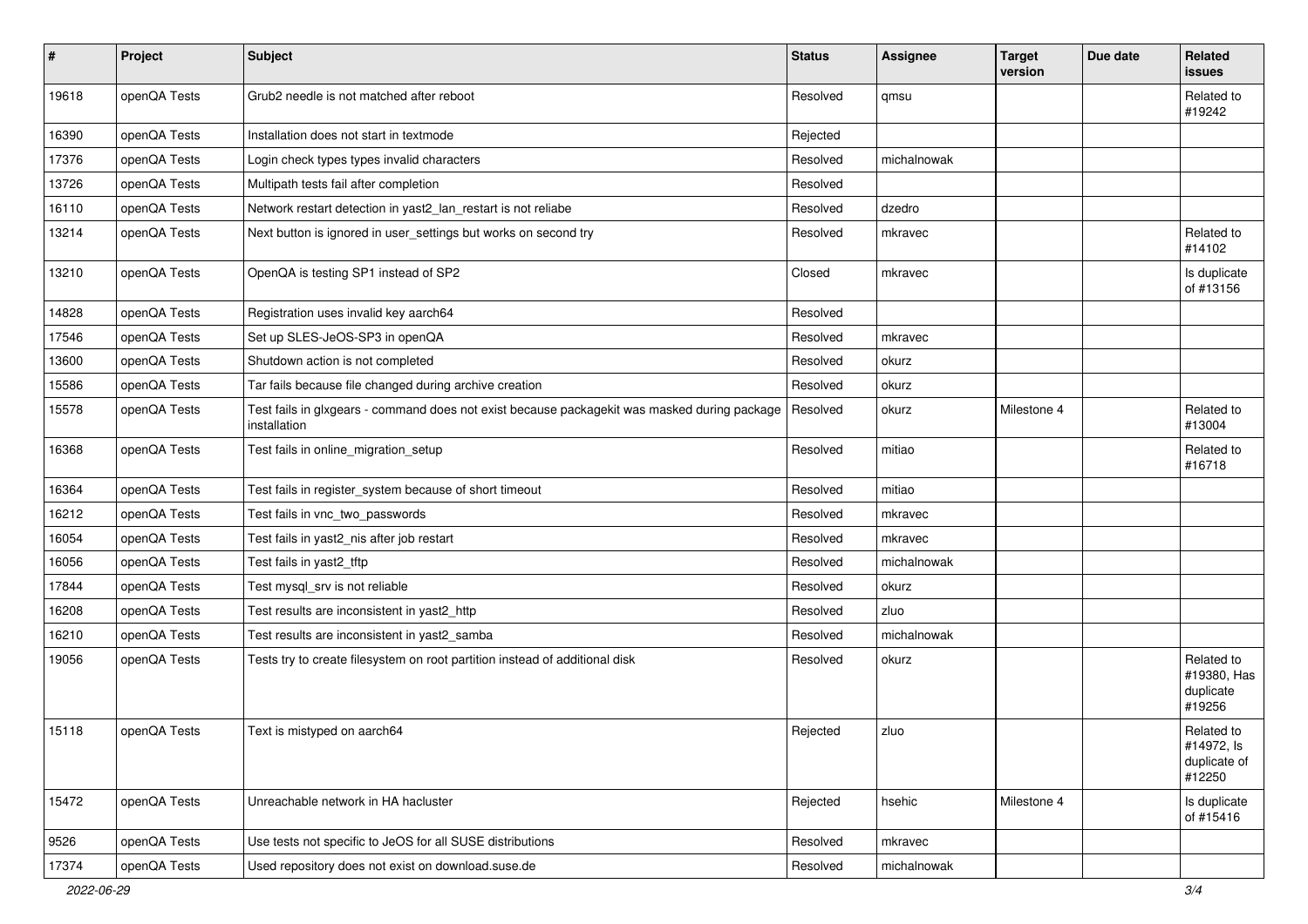| # | Project | Subject | Status | Assignee | Target version | Due date | Related issues |
|---|---|---|---|---|---|---|---|
| 19618 | openQA Tests | Grub2 needle is not matched after reboot | Resolved | qmsu | | | Related to #19242 |
| 16390 | openQA Tests | Installation does not start in textmode | Rejected | | | | |
| 17376 | openQA Tests | Login check types types invalid characters | Resolved | michalnowak | | | |
| 13726 | openQA Tests | Multipath tests fail after completion | Resolved | | | | |
| 16110 | openQA Tests | Network restart detection in yast2_lan_restart is not reliabe | Resolved | dzedro | | | |
| 13214 | openQA Tests | Next button is ignored in user_settings but works on second try | Resolved | mkravec | | | Related to #14102 |
| 13210 | openQA Tests | OpenQA is testing SP1 instead of SP2 | Closed | mkravec | | | Is duplicate of #13156 |
| 14828 | openQA Tests | Registration uses invalid key aarch64 | Resolved | | | | |
| 17546 | openQA Tests | Set up SLES-JeOS-SP3 in openQA | Resolved | mkravec | | | |
| 13600 | openQA Tests | Shutdown action is not completed | Resolved | okurz | | | |
| 15586 | openQA Tests | Tar fails because file changed during archive creation | Resolved | okurz | | | |
| 15578 | openQA Tests | Test fails in glxgears - command does not exist because packagekit was masked during package installation | Resolved | okurz | Milestone 4 | | Related to #13004 |
| 16368 | openQA Tests | Test fails in online_migration_setup | Resolved | mitiao | | | Related to #16718 |
| 16364 | openQA Tests | Test fails in register_system because of short timeout | Resolved | mitiao | | | |
| 16212 | openQA Tests | Test fails in vnc_two_passwords | Resolved | mkravec | | | |
| 16054 | openQA Tests | Test fails in yast2_nis after job restart | Resolved | mkravec | | | |
| 16056 | openQA Tests | Test fails in yast2_tftp | Resolved | michalnowak | | | |
| 17844 | openQA Tests | Test mysql_srv is not reliable | Resolved | okurz | | | |
| 16208 | openQA Tests | Test results are inconsistent in yast2_http | Resolved | zluo | | | |
| 16210 | openQA Tests | Test results are inconsistent in yast2_samba | Resolved | michalnowak | | | |
| 19056 | openQA Tests | Tests try to create filesystem on root partition instead of additional disk | Resolved | okurz | | | Related to #19380, Has duplicate #19256 |
| 15118 | openQA Tests | Text is mistyped on aarch64 | Rejected | zluo | | | Related to #14972, Is duplicate of #12250 |
| 15472 | openQA Tests | Unreachable network in HA hacluster | Rejected | hsehic | Milestone 4 | | Is duplicate of #15416 |
| 9526 | openQA Tests | Use tests not specific to JeOS for all SUSE distributions | Resolved | mkravec | | | |
| 17374 | openQA Tests | Used repository does not exist on download.suse.de | Resolved | michalnowak | | | |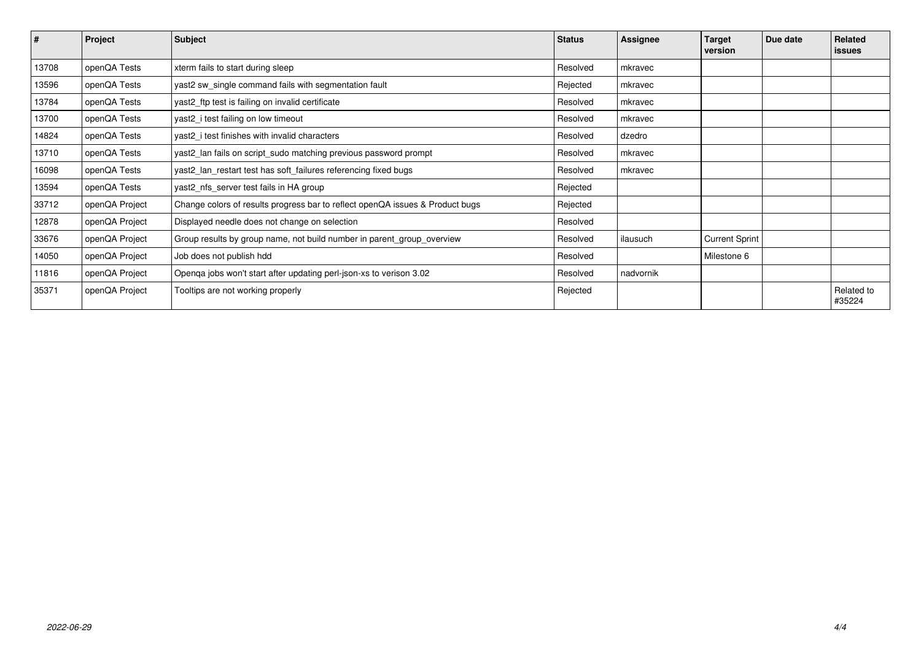| # | Project | Subject | Status | Assignee | Target version | Due date | Related issues |
|---|---|---|---|---|---|---|---|
| 13708 | openQA Tests | xterm fails to start during sleep | Resolved | mkravec | | | |
| 13596 | openQA Tests | yast2 sw_single command fails with segmentation fault | Rejected | mkravec | | | |
| 13784 | openQA Tests | yast2_ftp test is failing on invalid certificate | Resolved | mkravec | | | |
| 13700 | openQA Tests | yast2_i test failing on low timeout | Resolved | mkravec | | | |
| 14824 | openQA Tests | yast2_i test finishes with invalid characters | Resolved | dzedro | | | |
| 13710 | openQA Tests | yast2_lan fails on script_sudo matching previous password prompt | Resolved | mkravec | | | |
| 16098 | openQA Tests | yast2_lan_restart test has soft_failures referencing fixed bugs | Resolved | mkravec | | | |
| 13594 | openQA Tests | yast2_nfs_server test fails in HA group | Rejected | | | | |
| 33712 | openQA Project | Change colors of results progress bar to reflect openQA issues & Product bugs | Rejected | | | | |
| 12878 | openQA Project | Displayed needle does not change on selection | Resolved | | | | |
| 33676 | openQA Project | Group results by group name, not build number in parent_group_overview | Resolved | ilausuch | Current Sprint | | |
| 14050 | openQA Project | Job does not publish hdd | Resolved | | Milestone 6 | | |
| 11816 | openQA Project | Openqa jobs won't start after updating perl-json-xs to verison 3.02 | Resolved | nadvornik | | | |
| 35371 | openQA Project | Tooltips are not working properly | Rejected | | | | Related to #35224 |